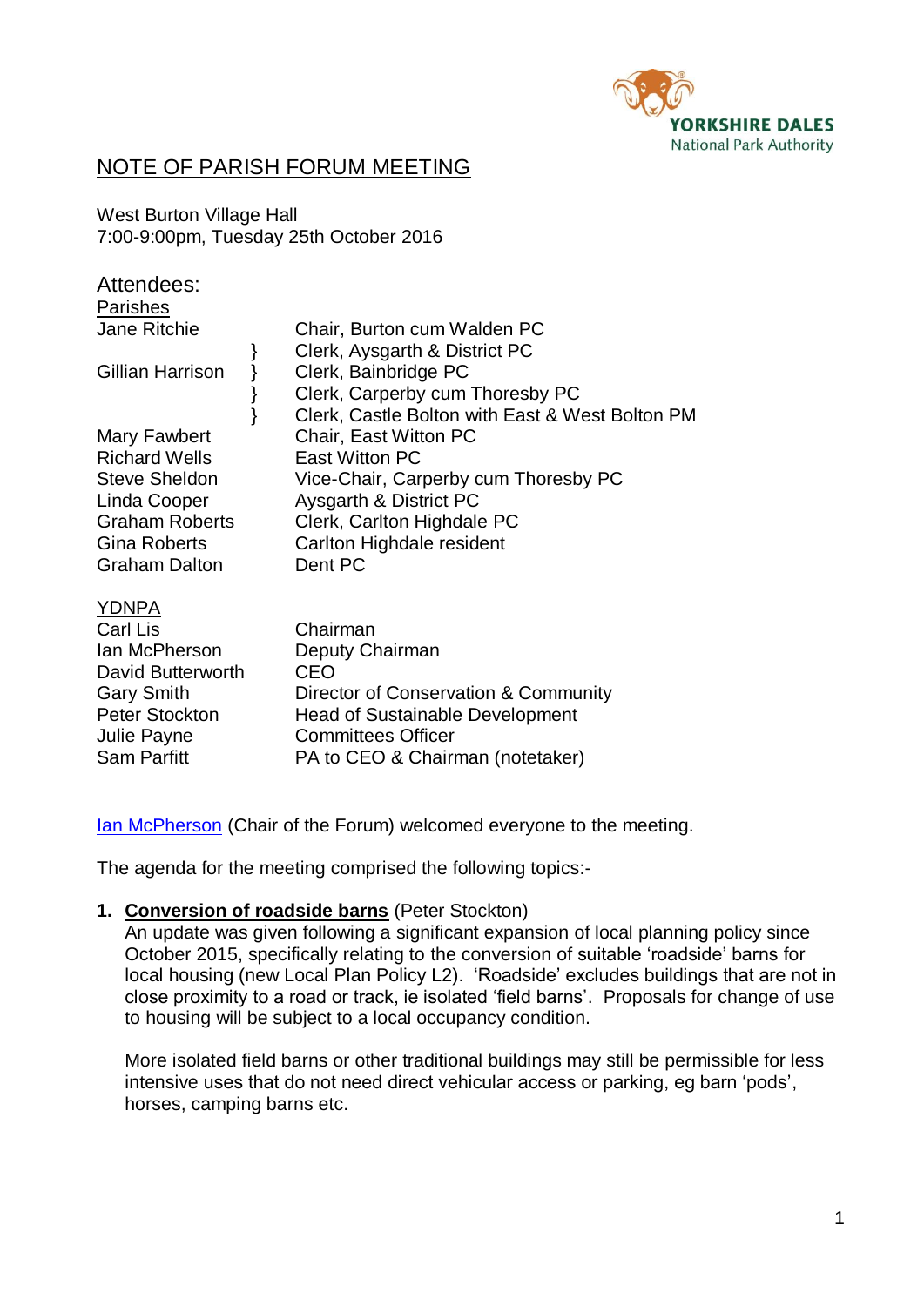YORKSHIRE DALES
National Park Authority

# NOTE OF PARISH FORUM MEETING

West Burton Village Hall
7:00-9:00pm, Tuesday 25th October 2016

## Attendees:

**Parishes**

| | |
|---|---|
| Jane Ritchie | Chair, Burton cum Walden PC |
| Gillian Harrison | Clerk, Aysgarth & District PC<br>Clerk, Bainbridge PC<br>Clerk, Carperby cum Thoresby PC<br>Clerk, Castle Bolton with East & West Bolton PM |
| Mary Fawbert | Chair, East Witton PC |
| Richard Wells | East Witton PC |
| Steve Sheldon | Vice-Chair, Carperby cum Thoresby PC |
| Linda Cooper | Aysgarth & District PC |
| Graham Roberts | Clerk, Carlton Highdale PC |
| Gina Roberts | Carlton Highdale resident |
| Graham Dalton | Dent PC |

**YDNPA**

| | |
|---|---|
| Carl Lis | Chairman |
| Ian McPherson | Deputy Chairman |
| David Butterworth | CEO |
| Gary Smith | Director of Conservation & Community |
| Peter Stockton | Head of Sustainable Development |
| Julie Payne | Committees Officer |
| Sam Parfitt | PA to CEO & Chairman (notetaker) |

Ian McPherson (Chair of the Forum) welcomed everyone to the meeting.

The agenda for the meeting comprised the following topics:-

1. **Conversion of roadside barns** (Peter Stockton)
   An update was given following a significant expansion of local planning policy since October 2015, specifically relating to the conversion of suitable 'roadside' barns for local housing (new Local Plan Policy L2). 'Roadside' excludes buildings that are not in close proximity to a road or track, ie isolated 'field barns'. Proposals for change of use to housing will be subject to a local occupancy condition.

   More isolated field barns or other traditional buildings may still be permissible for less intensive uses that do not need direct vehicular access or parking, eg barn 'pods', horses, camping barns etc.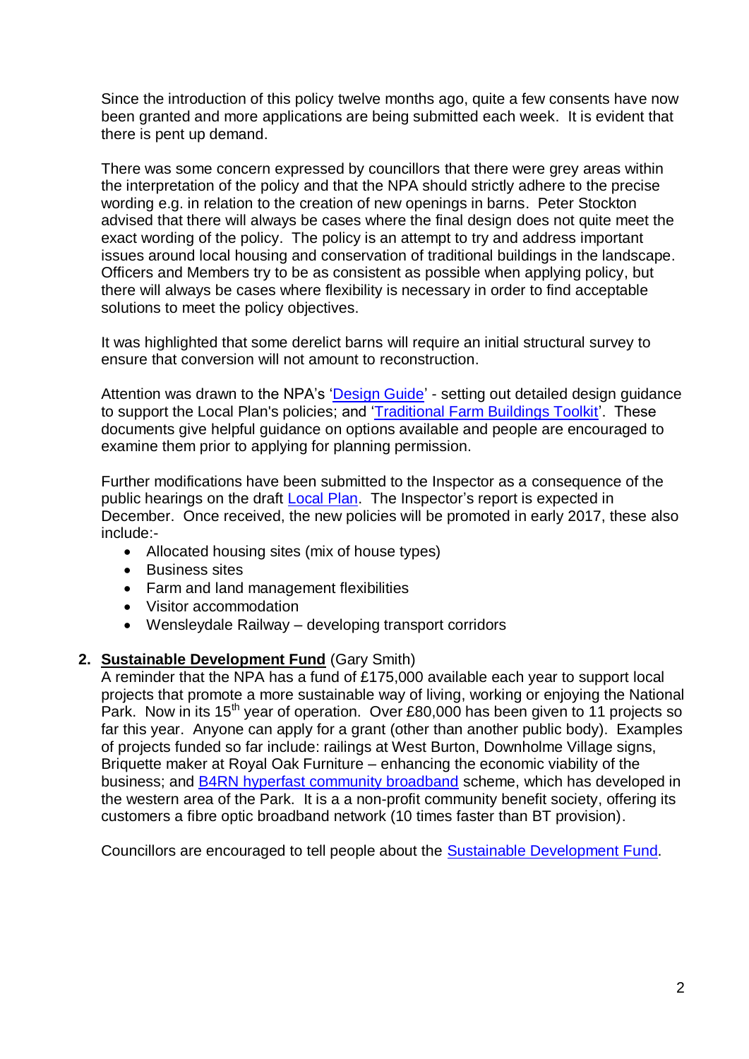Since the introduction of this policy twelve months ago, quite a few consents have now been granted and more applications are being submitted each week. It is evident that there is pent up demand.

There was some concern expressed by councillors that there were grey areas within the interpretation of the policy and that the NPA should strictly adhere to the precise wording e.g. in relation to the creation of new openings in barns. Peter Stockton advised that there will always be cases where the final design does not quite meet the exact wording of the policy. The policy is an attempt to try and address important issues around local housing and conservation of traditional buildings in the landscape. Officers and Members try to be as consistent as possible when applying policy, but there will always be cases where flexibility is necessary in order to find acceptable solutions to meet the policy objectives.

It was highlighted that some derelict barns will require an initial structural survey to ensure that conversion will not amount to reconstruction.

Attention was drawn to the NPA's 'Design Guide' - setting out detailed design guidance to support the Local Plan's policies; and 'Traditional Farm Buildings Toolkit'. These documents give helpful guidance on options available and people are encouraged to examine them prior to applying for planning permission.

Further modifications have been submitted to the Inspector as a consequence of the public hearings on the draft Local Plan. The Inspector's report is expected in December. Once received, the new policies will be promoted in early 2017, these also include:-

- Allocated housing sites (mix of house types)
- Business sites
- Farm and land management flexibilities
- Visitor accommodation
- Wensleydale Railway – developing transport corridors

2. **Sustainable Development Fund** (Gary Smith)
A reminder that the NPA has a fund of £175,000 available each year to support local projects that promote a more sustainable way of living, working or enjoying the National Park. Now in its 15th year of operation. Over £80,000 has been given to 11 projects so far this year. Anyone can apply for a grant (other than another public body). Examples of projects funded so far include: railings at West Burton, Downholme Village signs, Briquette maker at Royal Oak Furniture – enhancing the economic viability of the business; and B4RN hyperfast community broadband scheme, which has developed in the western area of the Park. It is a a non-profit community benefit society, offering its customers a fibre optic broadband network (10 times faster than BT provision).

Councillors are encouraged to tell people about the Sustainable Development Fund.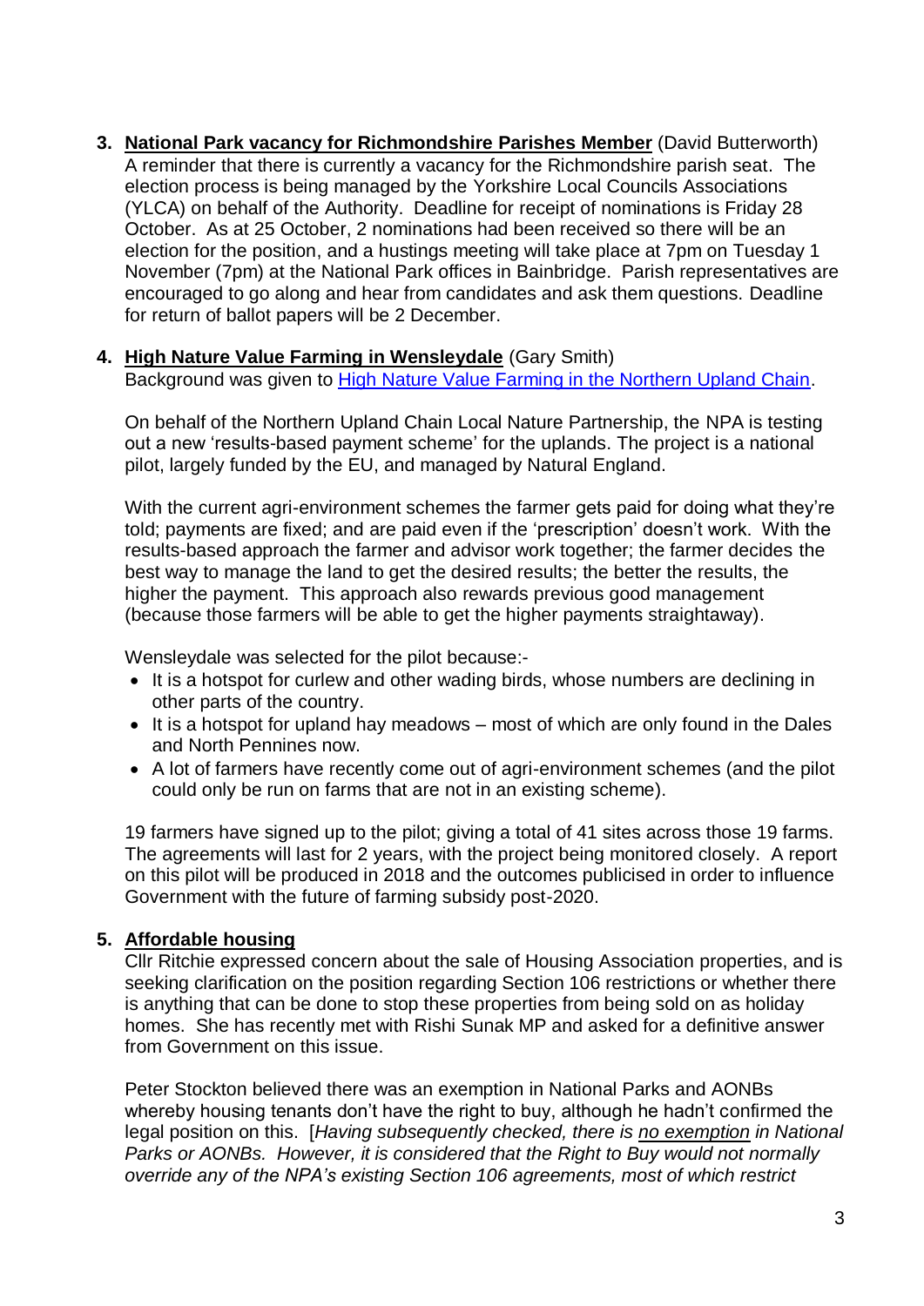3. **<u>National Park vacancy for Richmondshire Parishes Member</u>** (David Butterworth)
   A reminder that there is currently a vacancy for the Richmondshire parish seat. The election process is being managed by the Yorkshire Local Councils Associations (YLCA) on behalf of the Authority. Deadline for receipt of nominations is Friday 28 October. As at 25 October, 2 nominations had been received so there will be an election for the position, and a hustings meeting will take place at 7pm on Tuesday 1 November (7pm) at the National Park offices in Bainbridge. Parish representatives are encouraged to go along and hear from candidates and ask them questions. Deadline for return of ballot papers will be 2 December.

4. **<u>High Nature Value Farming in Wensleydale</u>** (Gary Smith)
   Background was given to [High Nature Value Farming in the Northern Upland Chain](High Nature Value Farming in the Northern Upland Chain).

   On behalf of the Northern Upland Chain Local Nature Partnership, the NPA is testing out a new 'results-based payment scheme' for the uplands. The project is a national pilot, largely funded by the EU, and managed by Natural England.

   With the current agri-environment schemes the farmer gets paid for doing what they're told; payments are fixed; and are paid even if the 'prescription' doesn't work. With the results-based approach the farmer and advisor work together; the farmer decides the best way to manage the land to get the desired results; the better the results, the higher the payment. This approach also rewards previous good management (because those farmers will be able to get the higher payments straightaway).

   Wensleydale was selected for the pilot because:-
   - It is a hotspot for curlew and other wading birds, whose numbers are declining in other parts of the country.
   - It is a hotspot for upland hay meadows – most of which are only found in the Dales and North Pennines now.
   - A lot of farmers have recently come out of agri-environment schemes (and the pilot could only be run on farms that are not in an existing scheme).

   19 farmers have signed up to the pilot; giving a total of 41 sites across those 19 farms. The agreements will last for 2 years, with the project being monitored closely. A report on this pilot will be produced in 2018 and the outcomes publicised in order to influence Government with the future of farming subsidy post-2020.

5. **<u>Affordable housing</u>**
   Cllr Ritchie expressed concern about the sale of Housing Association properties, and is seeking clarification on the position regarding Section 106 restrictions or whether there is anything that can be done to stop these properties from being sold on as holiday homes. She has recently met with Rishi Sunak MP and asked for a definitive answer from Government on this issue.

   Peter Stockton believed there was an exemption in National Parks and AONBs whereby housing tenants don't have the right to buy, although he hadn't confirmed the legal position on this. [*Having subsequently checked, there is <u>no exemption</u> in National Parks or AONBs. However, it is considered that the Right to Buy would not normally override any of the NPA's existing Section 106 agreements, most of which restrict*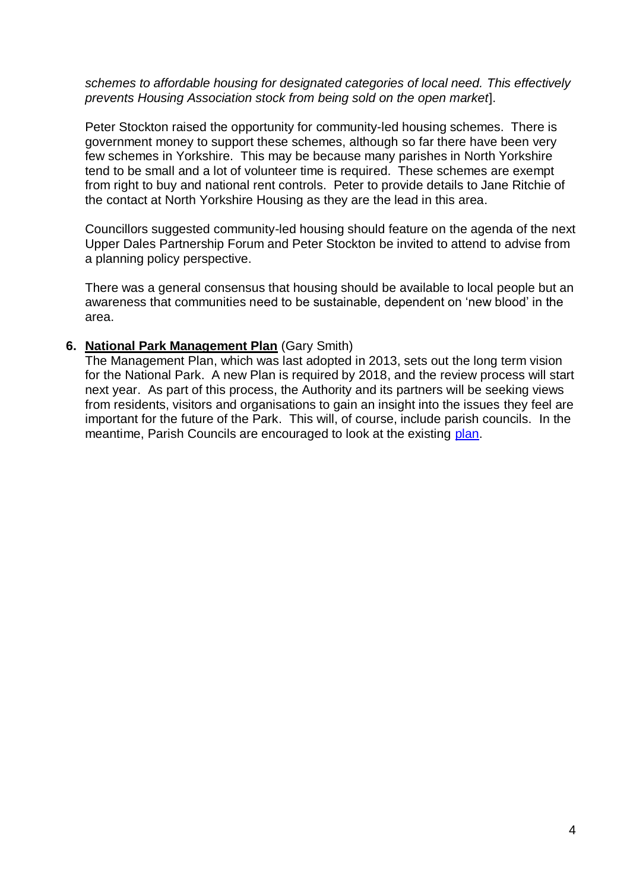*schemes to affordable housing for designated categories of local need. This effectively prevents Housing Association stock from being sold on the open market*].

Peter Stockton raised the opportunity for community-led housing schemes. There is government money to support these schemes, although so far there have been very few schemes in Yorkshire. This may be because many parishes in North Yorkshire tend to be small and a lot of volunteer time is required. These schemes are exempt from right to buy and national rent controls. Peter to provide details to Jane Ritchie of the contact at North Yorkshire Housing as they are the lead in this area.

Councillors suggested community-led housing should feature on the agenda of the next Upper Dales Partnership Forum and Peter Stockton be invited to attend to advise from a planning policy perspective.

There was a general consensus that housing should be available to local people but an awareness that communities need to be sustainable, dependent on 'new blood' in the area.

**6. National Park Management Plan** (Gary Smith)

The Management Plan, which was last adopted in 2013, sets out the long term vision for the National Park. A new Plan is required by 2018, and the review process will start next year. As part of this process, the Authority and its partners will be seeking views from residents, visitors and organisations to gain an insight into the issues they feel are important for the future of the Park. This will, of course, include parish councils. In the meantime, Parish Councils are encouraged to look at the existing plan.